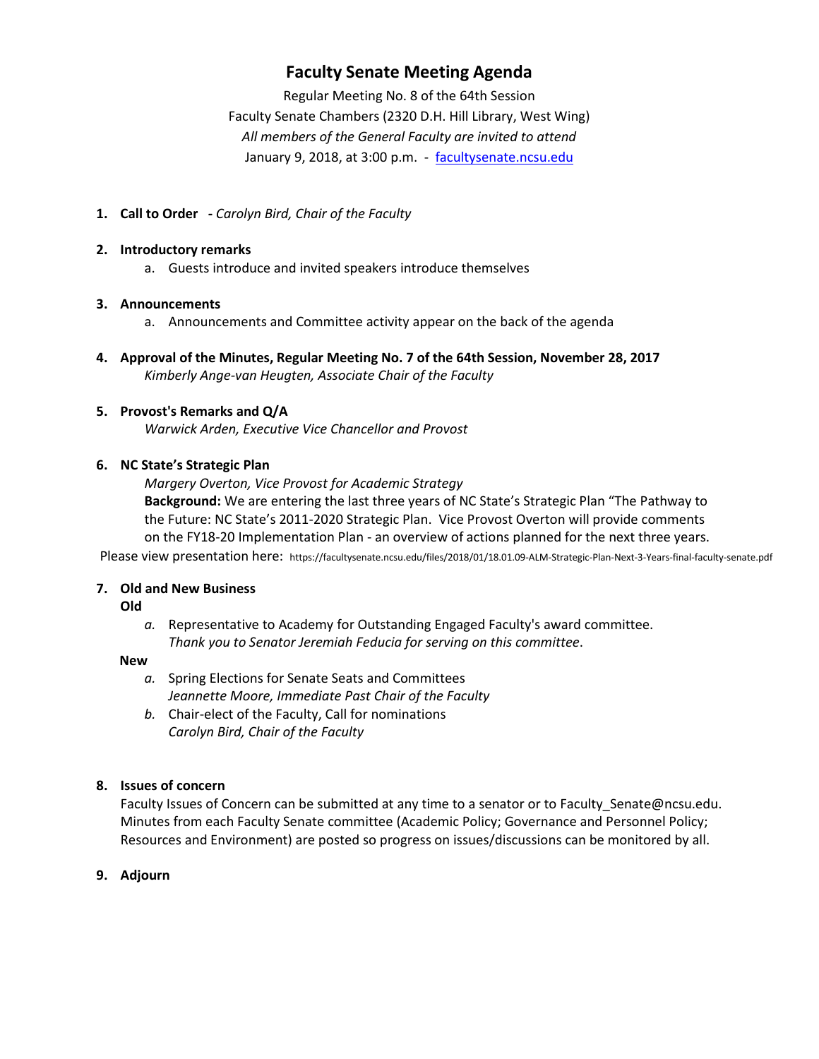# Faculty Senate Meeting Agenda

Regular Meeting No. 8 of the 64th Session
Faculty Senate Chambers (2320 D.H. Hill Library, West Wing)
*All members of the General Faculty are invited to attend*
January 9, 2018, at 3:00 p.m. - facultysenate.ncsu.edu

1. **Call to Order** - *Carolyn Bird, Chair of the Faculty*

2. **Introductory remarks**
   a. Guests introduce and invited speakers introduce themselves

3. **Announcements**
   a. Announcements and Committee activity appear on the back of the agenda

4. **Approval of the Minutes, Regular Meeting No. 7 of the 64th Session, November 28, 2017**
   *Kimberly Ange-van Heugten, Associate Chair of the Faculty*

5. **Provost's Remarks and Q/A**
   *Warwick Arden, Executive Vice Chancellor and Provost*

6. **NC State's Strategic Plan**
   *Margery Overton, Vice Provost for Academic Strategy*
   **Background:** We are entering the last three years of NC State's Strategic Plan "The Pathway to the Future: NC State's 2011-2020 Strategic Plan. Vice Provost Overton will provide comments on the FY18-20 Implementation Plan - an overview of actions planned for the next three years.

Please view presentation here: https://facultysenate.ncsu.edu/files/2018/01/18.01.09-ALM-Strategic-Plan-Next-3-Years-final-faculty-senate.pdf

7. **Old and New Business**

   **Old**

   *a.* Representative to Academy for Outstanding Engaged Faculty's award committee.
   *Thank you to Senator Jeremiah Feducia for serving on this committee*.

   **New**

   *a.* Spring Elections for Senate Seats and Committees
   *Jeannette Moore, Immediate Past Chair of the Faculty*

   *b.* Chair-elect of the Faculty, Call for nominations
   *Carolyn Bird, Chair of the Faculty*

8. **Issues of concern**
   Faculty Issues of Concern can be submitted at any time to a senator or to Faculty_Senate@ncsu.edu. Minutes from each Faculty Senate committee (Academic Policy; Governance and Personnel Policy; Resources and Environment) are posted so progress on issues/discussions can be monitored by all.

9. **Adjourn**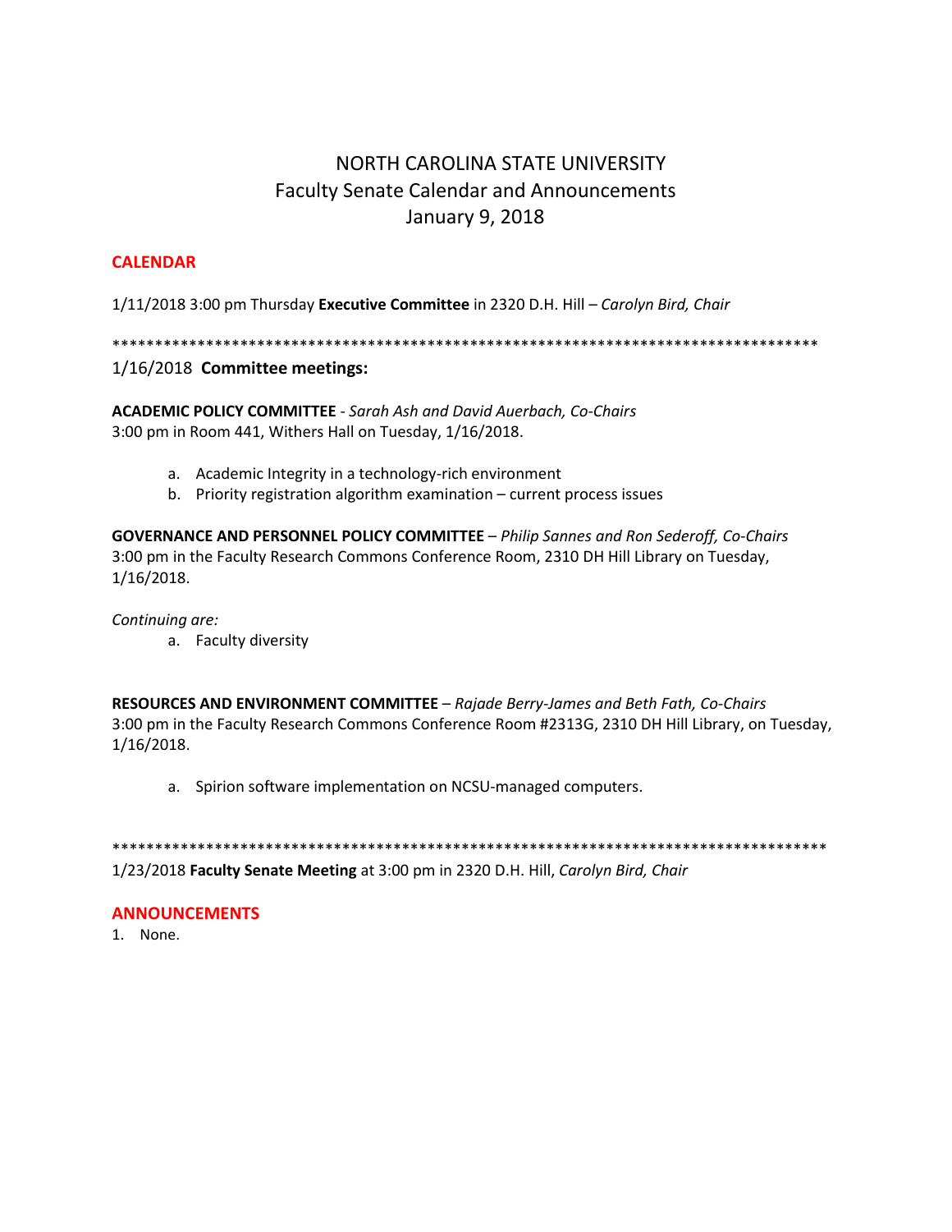# NORTH CAROLINA STATE UNIVERSITY
## Faculty Senate Calendar and Announcements
## January 9, 2018

### CALENDAR

1/11/2018 3:00 pm Thursday **Executive Committee** in 2320 D.H. Hill – *Carolyn Bird, Chair*

*************************************************************************************

1/16/2018 **Committee meetings:**

**ACADEMIC POLICY COMMITTEE** - *Sarah Ash and David Auerbach, Co-Chairs*
3:00 pm in Room 441, Withers Hall on Tuesday, 1/16/2018.

a. Academic Integrity in a technology-rich environment
b. Priority registration algorithm examination – current process issues

**GOVERNANCE AND PERSONNEL POLICY COMMITTEE** – *Philip Sannes and Ron Sederoff, Co-Chairs*
3:00 pm in the Faculty Research Commons Conference Room, 2310 DH Hill Library on Tuesday, 1/16/2018.

*Continuing are:*

a. Faculty diversity

**RESOURCES AND ENVIRONMENT COMMITTEE** – *Rajade Berry-James and Beth Fath, Co-Chairs*
3:00 pm in the Faculty Research Commons Conference Room #2313G, 2310 DH Hill Library, on Tuesday, 1/16/2018.

a. Spirion software implementation on NCSU-managed computers.

*************************************************************************************

1/23/2018 **Faculty Senate Meeting** at 3:00 pm in 2320 D.H. Hill, *Carolyn Bird, Chair*

### ANNOUNCEMENTS

1. None.